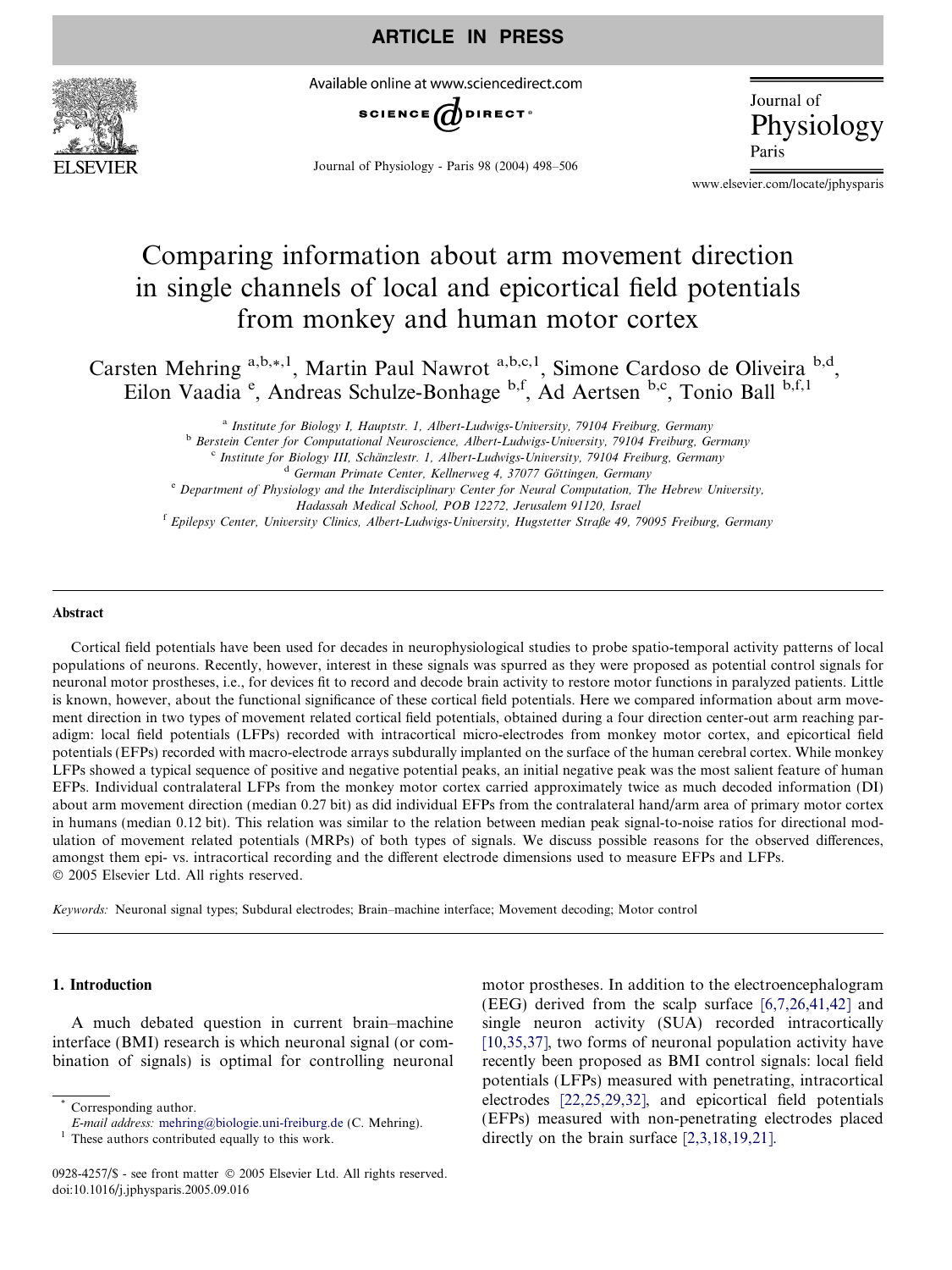# Comparing information about arm movement direction in single channels of local and epicortical field potentials from monkey and human motor cortex

Carsten Mehring [a,b,*,1], Martin Paul Nawrot [a,b,c,1], Simone Cardoso de Oliveira [b,d], Eilon Vaadia [e], Andreas Schulze-Bonhage [b,f], Ad Aertsen [b,c], Tonio Ball [b,f,1]

[a] Institute for Biology I, Hauptstr. 1, Albert-Ludwigs-University, 79104 Freiburg, Germany

[b] Berstein Center for Computational Neuroscience, Albert-Ludwigs-University, 79104 Freiburg, Germany

[c] Institute for Biology III, Schänzlestr. 1, Albert-Ludwigs-University, 79104 Freiburg, Germany

[d] German Primate Center, Kellnerweg 4, 37077 Göttingen, Germany

[e] Department of Physiology and the Interdisciplinary Center for Neural Computation, The Hebrew University, Hadassah Medical School, POB 12272, Jerusalem 91120, Israel

[f] Epilepsy Center, University Clinics, Albert-Ludwigs-University, Hugstetter Straße 49, 79095 Freiburg, Germany

## Abstract

Cortical field potentials have been used for decades in neurophysiological studies to probe spatio-temporal activity patterns of local populations of neurons. Recently, however, interest in these signals was spurred as they were proposed as potential control signals for neuronal motor prostheses, i.e., for devices fit to record and decode brain activity to restore motor functions in paralyzed patients. Little is known, however, about the functional significance of these cortical field potentials. Here we compared information about arm movement direction in two types of movement related cortical field potentials, obtained during a four direction center-out arm reaching paradigm: local field potentials (LFPs) recorded with intracortical micro-electrodes from monkey motor cortex, and epicortical field potentials (EFPs) recorded with macro-electrode arrays subdurally implanted on the surface of the human cerebral cortex. While monkey LFPs showed a typical sequence of positive and negative potential peaks, an initial negative peak was the most salient feature of human EFPs. Individual contralateral LFPs from the monkey motor cortex carried approximately twice as much decoded information (DI) about arm movement direction (median 0.27 bit) as did individual EFPs from the contralateral hand/arm area of primary motor cortex in humans (median 0.12 bit). This relation was similar to the relation between median peak signal-to-noise ratios for directional modulation of movement related potentials (MRPs) of both types of signals. We discuss possible reasons for the observed differences, amongst them epi- vs. intracortical recording and the different electrode dimensions used to measure EFPs and LFPs.

© 2005 Elsevier Ltd. All rights reserved.

*Keywords:* Neuronal signal types; Subdural electrodes; Brain–machine interface; Movement decoding; Motor control

## 1. Introduction

A much debated question in current brain–machine interface (BMI) research is which neuronal signal (or combination of signals) is optimal for controlling neuronal motor prostheses. In addition to the electroencephalogram (EEG) derived from the scalp surface [6,7,26,41,42] and single neuron activity (SUA) recorded intracortically [10,35,37], two forms of neuronal population activity have recently been proposed as BMI control signals: local field potentials (LFPs) measured with penetrating, intracortical electrodes [22,25,29,32], and epicortical field potentials (EFPs) measured with non-penetrating electrodes placed directly on the brain surface [2,3,18,19,21].

\* Corresponding author.
E-mail address: mehring@biologie.uni-freiburg.de (C. Mehring).

1 These authors contributed equally to this work.

0928-4257/$ - see front matter © 2005 Elsevier Ltd. All rights reserved.
doi:10.1016/j.jphysparis.2005.09.016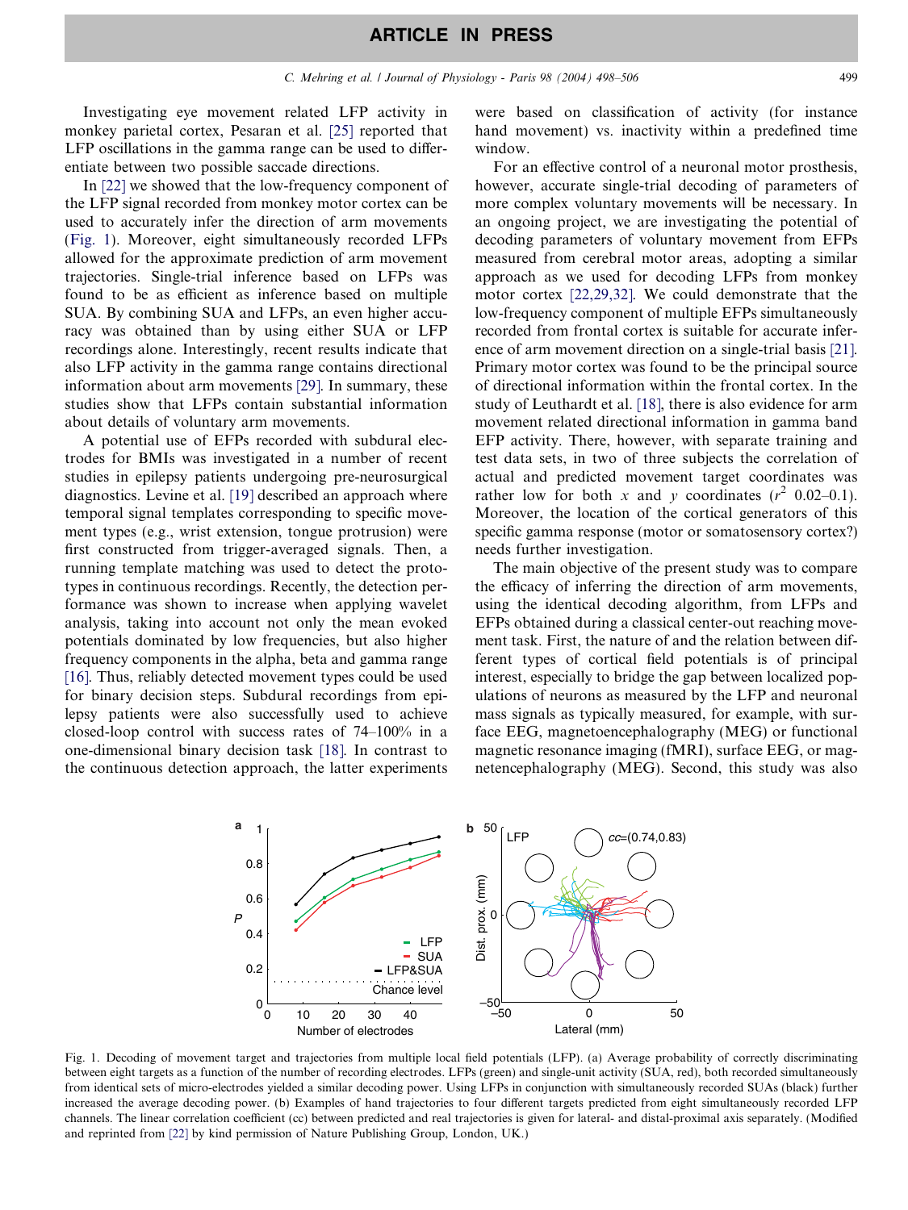Investigating eye movement related LFP activity in monkey parietal cortex, Pesaran et al. [25] reported that LFP oscillations in the gamma range can be used to differentiate between two possible saccade directions.

In [22] we showed that the low-frequency component of the LFP signal recorded from monkey motor cortex can be used to accurately infer the direction of arm movements (Fig. 1). Moreover, eight simultaneously recorded LFPs allowed for the approximate prediction of arm movement trajectories. Single-trial inference based on LFPs was found to be as efficient as inference based on multiple SUA. By combining SUA and LFPs, an even higher accuracy was obtained than by using either SUA or LFP recordings alone. Interestingly, recent results indicate that also LFP activity in the gamma range contains directional information about arm movements [29]. In summary, these studies show that LFPs contain substantial information about details of voluntary arm movements.

A potential use of EFPs recorded with subdural electrodes for BMIs was investigated in a number of recent studies in epilepsy patients undergoing pre-neurosurgical diagnostics. Levine et al. [19] described an approach where temporal signal templates corresponding to specific movement types (e.g., wrist extension, tongue protrusion) were first constructed from trigger-averaged signals. Then, a running template matching was used to detect the prototypes in continuous recordings. Recently, the detection performance was shown to increase when applying wavelet analysis, taking into account not only the mean evoked potentials dominated by low frequencies, but also higher frequency components in the alpha, beta and gamma range [16]. Thus, reliably detected movement types could be used for binary decision steps. Subdural recordings from epilepsy patients were also successfully used to achieve closed-loop control with success rates of 74–100% in a one-dimensional binary decision task [18]. In contrast to the continuous detection approach, the latter experiments were based on classification of activity (for instance hand movement) vs. inactivity within a predefined time window.

For an effective control of a neuronal motor prosthesis, however, accurate single-trial decoding of parameters of more complex voluntary movements will be necessary. In an ongoing project, we are investigating the potential of decoding parameters of voluntary movement from EFPs measured from cerebral motor areas, adopting a similar approach as we used for decoding LFPs from monkey motor cortex [22,29,32]. We could demonstrate that the low-frequency component of multiple EFPs simultaneously recorded from frontal cortex is suitable for accurate inference of arm movement direction on a single-trial basis [21]. Primary motor cortex was found to be the principal source of directional information within the frontal cortex. In the study of Leuthardt et al. [18], there is also evidence for arm movement related directional information in gamma band EFP activity. There, however, with separate training and test data sets, in two of three subjects the correlation of actual and predicted movement target coordinates was rather low for both $x$ and $y$ coordinates ($r^2$ 0.02–0.1). Moreover, the location of the cortical generators of this specific gamma response (motor or somatosensory cortex?) needs further investigation.

The main objective of the present study was to compare the efficacy of inferring the direction of arm movements, using the identical decoding algorithm, from LFPs and EFPs obtained during a classical center-out reaching movement task. First, the nature of and the relation between different types of cortical field potentials is of principal interest, especially to bridge the gap between localized populations of neurons as measured by the LFP and neuronal mass signals as typically measured, for example, with surface EEG, magnetoencephalography (MEG) or functional magnetic resonance imaging (fMRI), surface EEG, or magnetencephalography (MEG). Second, this study was also

Fig. 1. Decoding of movement target and trajectories from multiple local field potentials (LFP). (a) Average probability of correctly discriminating between eight targets as a function of the number of recording electrodes. LFPs (green) and single-unit activity (SUA, red), both recorded simultaneously from identical sets of micro-electrodes yielded a similar decoding power. Using LFPs in conjunction with simultaneously recorded SUAs (black) further increased the average decoding power. (b) Examples of hand trajectories to four different targets predicted from eight simultaneously recorded LFP channels. The linear correlation coefficient (cc) between predicted and real trajectories is given for lateral- and distal-proximal axis separately. (Modified and reprinted from [22] by kind permission of Nature Publishing Group, London, UK.)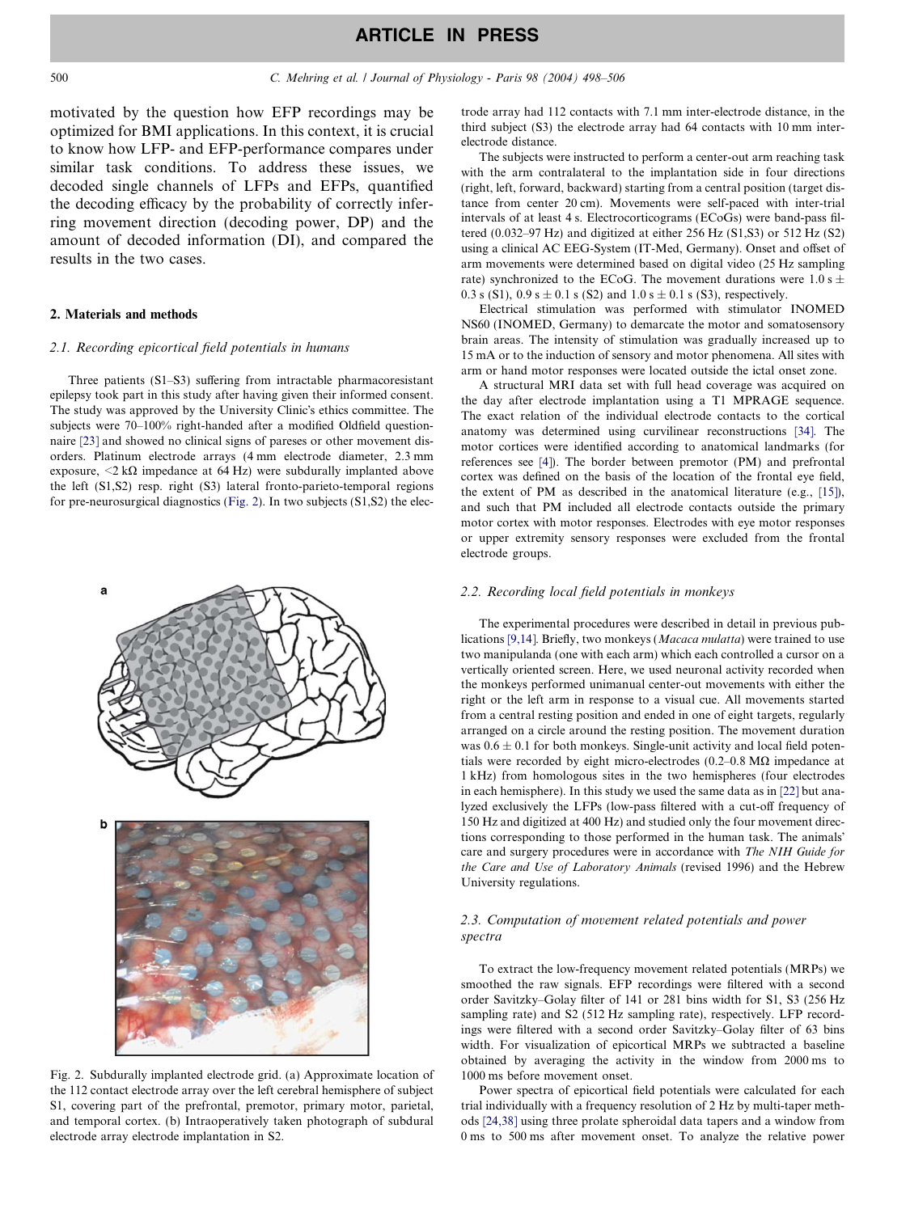motivated by the question how EFP recordings may be optimized for BMI applications. In this context, it is crucial to know how LFP- and EFP-performance compares under similar task conditions. To address these issues, we decoded single channels of LFPs and EFPs, quantified the decoding efficacy by the probability of correctly inferring movement direction (decoding power, DP) and the amount of decoded information (DI), and compared the results in the two cases.

## 2. Materials and methods

### 2.1. Recording epicortical field potentials in humans

Three patients (S1–S3) suffering from intractable pharmacoresistant epilepsy took part in this study after having given their informed consent. The study was approved by the University Clinic's ethics committee. The subjects were 70–100% right-handed after a modified Oldfield questionnaire [23] and showed no clinical signs of pareses or other movement disorders. Platinum electrode arrays (4 mm electrode diameter, 2.3 mm exposure, $<2$ kΩ impedance at 64 Hz) were subdurally implanted above the left (S1,S2) resp. right (S3) lateral fronto-parieto-temporal regions for pre-neurosurgical diagnostics (Fig. 2). In two subjects (S1,S2) the electrode array had 112 contacts with 7.1 mm inter-electrode distance, in the third subject (S3) the electrode array had 64 contacts with 10 mm inter-electrode distance.

The subjects were instructed to perform a center-out arm reaching task with the arm contralateral to the implantation side in four directions (right, left, forward, backward) starting from a central position (target distance from center 20 cm). Movements were self-paced with inter-trial intervals of at least 4 s. Electrocorticograms (ECoGs) were band-pass filtered (0.032–97 Hz) and digitized at either 256 Hz (S1,S3) or 512 Hz (S2) using a clinical AC EEG-System (IT-Med, Germany). Onset and offset of arm movements were determined based on digital video (25 Hz sampling rate) synchronized to the ECoG. The movement durations were $1.0\ \text{s} \pm 0.3$ s (S1), $0.9\ \text{s} \pm 0.1$ s (S2) and $1.0\ \text{s} \pm 0.1$ s (S3), respectively.

Electrical stimulation was performed with stimulator INOMED NS60 (INOMED, Germany) to demarcate the motor and somatosensory brain areas. The intensity of stimulation was gradually increased up to 15 mA or to the induction of sensory and motor phenomena. All sites with arm or hand motor responses were located outside the ictal onset zone.

A structural MRI data set with full head coverage was acquired on the day after electrode implantation using a T1 MPRAGE sequence. The exact relation of the individual electrode contacts to the cortical anatomy was determined using curvilinear reconstructions [34]. The motor cortices were identified according to anatomical landmarks (for references see [4]). The border between premotor (PM) and prefrontal cortex was defined on the basis of the location of the frontal eye field, the extent of PM as described in the anatomical literature (e.g., [15]), and such that PM included all electrode contacts outside the primary motor cortex with motor responses. Electrodes with eye motor responses or upper extremity sensory responses were excluded from the frontal electrode groups.

Fig. 2. Subdurally implanted electrode grid. (a) Approximate location of the 112 contact electrode array over the left cerebral hemisphere of subject S1, covering part of the prefrontal, premotor, primary motor, parietal, and temporal cortex. (b) Intraoperatively taken photograph of subdural electrode array electrode implantation in S2.

### 2.2. Recording local field potentials in monkeys

The experimental procedures were described in detail in previous publications [9,14]. Briefly, two monkeys (*Macaca mulatta*) were trained to use two manipulanda (one with each arm) which each controlled a cursor on a vertically oriented screen. Here, we used neuronal activity recorded when the monkeys performed unimanual center-out movements with either the right or the left arm in response to a visual cue. All movements started from a central resting position and ended in one of eight targets, regularly arranged on a circle around the resting position. The movement duration was $0.6 \pm 0.1$ for both monkeys. Single-unit activity and local field potentials were recorded by eight micro-electrodes (0.2–0.8 MΩ impedance at 1 kHz) from homologous sites in the two hemispheres (four electrodes in each hemisphere). In this study we used the same data as in [22] but analyzed exclusively the LFPs (low-pass filtered with a cut-off frequency of 150 Hz and digitized at 400 Hz) and studied only the four movement directions corresponding to those performed in the human task. The animals' care and surgery procedures were in accordance with *The NIH Guide for the Care and Use of Laboratory Animals* (revised 1996) and the Hebrew University regulations.

### 2.3. Computation of movement related potentials and power spectra

To extract the low-frequency movement related potentials (MRPs) we smoothed the raw signals. EFP recordings were filtered with a second order Savitzky–Golay filter of 141 or 281 bins width for S1, S3 (256 Hz sampling rate) and S2 (512 Hz sampling rate), respectively. LFP recordings were filtered with a second order Savitzky–Golay filter of 63 bins width. For visualization of epicortical MRPs we subtracted a baseline obtained by averaging the activity in the window from 2000 ms to 1000 ms before movement onset.

Power spectra of epicortical field potentials were calculated for each trial individually with a frequency resolution of 2 Hz by multi-taper methods [24,38] using three prolate spheroidal data tapers and a window from 0 ms to 500 ms after movement onset. To analyze the relative power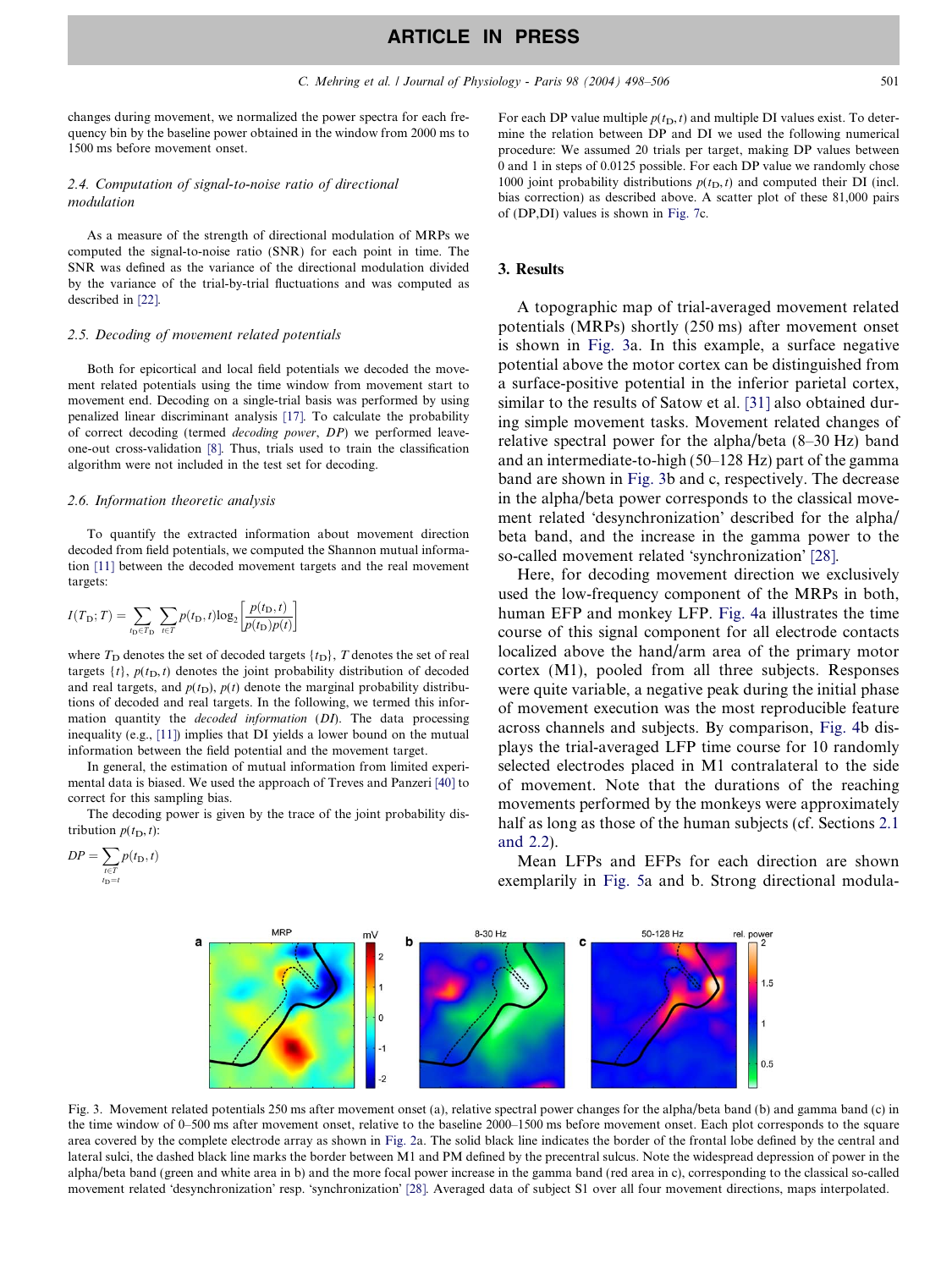changes during movement, we normalized the power spectra for each frequency bin by the baseline power obtained in the window from 2000 ms to 1500 ms before movement onset.

### 2.4. Computation of signal-to-noise ratio of directional modulation

As a measure of the strength of directional modulation of MRPs we computed the signal-to-noise ratio (SNR) for each point in time. The SNR was defined as the variance of the directional modulation divided by the variance of the trial-by-trial fluctuations and was computed as described in [22].

### 2.5. Decoding of movement related potentials

Both for epicortical and local field potentials we decoded the movement related potentials using the time window from movement start to movement end. Decoding on a single-trial basis was performed by using penalized linear discriminant analysis [17]. To calculate the probability of correct decoding (termed *decoding power*, *DP*) we performed leave-one-out cross-validation [8]. Thus, trials used to train the classification algorithm were not included in the test set for decoding.

### 2.6. Information theoretic analysis

To quantify the extracted information about movement direction decoded from field potentials, we computed the Shannon mutual information [11] between the decoded movement targets and the real movement targets:

$$I(T_{\mathrm{D}};T) = \sum_{t_{\mathrm{D}}\in T_{\mathrm{D}}} \sum_{t\in T} p(t_{\mathrm{D}},t)\log_2\left[\frac{p(t_{\mathrm{D}},t)}{p(t_{\mathrm{D}})p(t)}\right]$$

where $T_{\mathrm{D}}$ denotes the set of decoded targets $\{t_{\mathrm{D}}\}$, $T$ denotes the set of real targets $\{t\}$, $p(t_{\mathrm{D}},t)$ denotes the joint probability distribution of decoded and real targets, and $p(t_{\mathrm{D}})$, $p(t)$ denote the marginal probability distributions of decoded and real targets. In the following, we termed this information quantity the *decoded information* (*DI*). The data processing inequality (e.g., [11]) implies that DI yields a lower bound on the mutual information between the field potential and the movement target.

In general, the estimation of mutual information from limited experimental data is biased. We used the approach of Treves and Panzeri [40] to correct for this sampling bias.

The decoding power is given by the trace of the joint probability distribution $p(t_{\mathrm{D}},t)$:

$$DP = \sum_{\substack{t\in T \\ t_{\mathrm{D}}=t}} p(t_{\mathrm{D}},t)$$

For each DP value multiple $p(t_{\mathrm{D}},t)$ and multiple DI values exist. To determine the relation between DP and DI we used the following numerical procedure: We assumed 20 trials per target, making DP values between 0 and 1 in steps of 0.0125 possible. For each DP value we randomly chose 1000 joint probability distributions $p(t_{\mathrm{D}},t)$ and computed their DI (incl. bias correction) as described above. A scatter plot of these 81,000 pairs of (DP,DI) values is shown in Fig. 7c.

## 3. Results

A topographic map of trial-averaged movement related potentials (MRPs) shortly (250 ms) after movement onset is shown in Fig. 3a. In this example, a surface negative potential above the motor cortex can be distinguished from a surface-positive potential in the inferior parietal cortex, similar to the results of Satow et al. [31] also obtained during simple movement tasks. Movement related changes of relative spectral power for the alpha/beta (8–30 Hz) band and an intermediate-to-high (50–128 Hz) part of the gamma band are shown in Fig. 3b and c, respectively. The decrease in the alpha/beta power corresponds to the classical movement related 'desynchronization' described for the alpha/beta band, and the increase in the gamma power to the so-called movement related 'synchronization' [28].

Here, for decoding movement direction we exclusively used the low-frequency component of the MRPs in both, human EFP and monkey LFP. Fig. 4a illustrates the time course of this signal component for all electrode contacts localized above the hand/arm area of the primary motor cortex (M1), pooled from all three subjects. Responses were quite variable, a negative peak during the initial phase of movement execution was the most reproducible feature across channels and subjects. By comparison, Fig. 4b displays the trial-averaged LFP time course for 10 randomly selected electrodes placed in M1 contralateral to the side of movement. Note that the durations of the reaching movements performed by the monkeys were approximately half as long as those of the human subjects (cf. Sections 2.1 and 2.2).

Mean LFPs and EFPs for each direction are shown exemplarily in Fig. 5a and b. Strong directional modula-

Fig. 3. Movement related potentials 250 ms after movement onset (a), relative spectral power changes for the alpha/beta band (b) and gamma band (c) in the time window of 0–500 ms after movement onset, relative to the baseline 2000–1500 ms before movement onset. Each plot corresponds to the square area covered by the complete electrode array as shown in Fig. 2a. The solid black line indicates the border of the frontal lobe defined by the central and lateral sulci, the dashed black line marks the border between M1 and PM defined by the precentral sulcus. Note the widespread depression of power in the alpha/beta band (green and white area in b) and the more focal power increase in the gamma band (red area in c), corresponding to the classical so-called movement related 'desynchronization' resp. 'synchronization' [28]. Averaged data of subject S1 over all four movement directions, maps interpolated.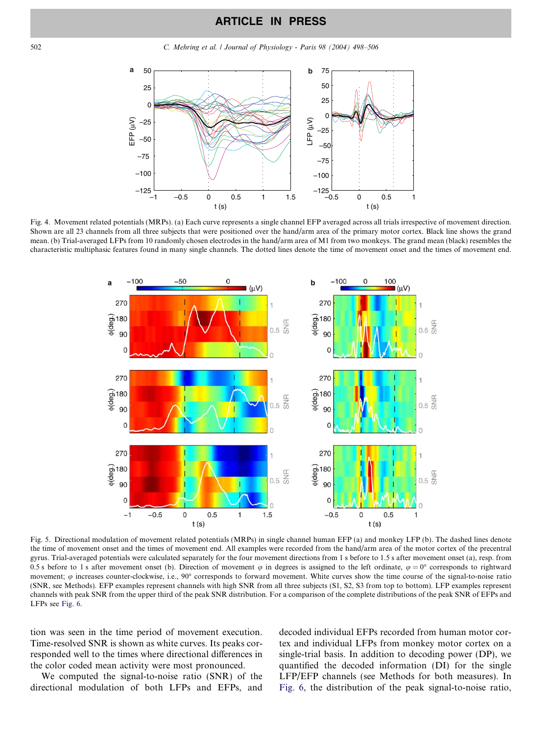Fig. 4. Movement related potentials (MRPs). (a) Each curve represents a single channel EFP averaged across all trials irrespective of movement direction. Shown are all 23 channels from all three subjects that were positioned over the hand/arm area of the primary motor cortex. Black line shows the grand mean. (b) Trial-averaged LFPs from 10 randomly chosen electrodes in the hand/arm area of M1 from two monkeys. The grand mean (black) resembles the characteristic multiphasic features found in many single channels. The dotted lines denote the time of movement onset and the times of movement end.

Fig. 5. Directional modulation of movement related potentials (MRPs) in single channel human EFP (a) and monkey LFP (b). The dashed lines denote the time of movement onset and the times of movement end. All examples were recorded from the hand/arm area of the motor cortex of the precentral gyrus. Trial-averaged potentials were calculated separately for the four movement directions from 1 s before to 1.5 s after movement onset (a), resp. from 0.5 s before to 1 s after movement onset (b). Direction of movement $\varphi$ in degrees is assigned to the left ordinate, $\varphi = 0°$ corresponds to rightward movement; $\varphi$ increases counter-clockwise, i.e., 90° corresponds to forward movement. White curves show the time course of the signal-to-noise ratio (SNR, see Methods). EFP examples represent channels with high SNR from all three subjects (S1, S2, S3 from top to bottom). LFP examples represent channels with peak SNR from the upper third of the peak SNR distribution. For a comparison of the complete distributions of the peak SNR of EFPs and LFPs see Fig. 6.

tion was seen in the time period of movement execution. Time-resolved SNR is shown as white curves. Its peaks corresponded well to the times where directional differences in the color coded mean activity were most pronounced.

We computed the signal-to-noise ratio (SNR) of the directional modulation of both LFPs and EFPs, and decoded individual EFPs recorded from human motor cortex and individual LFPs from monkey motor cortex on a single-trial basis. In addition to decoding power (DP), we quantified the decoded information (DI) for the single LFP/EFP channels (see Methods for both measures). In Fig. 6, the distribution of the peak signal-to-noise ratio,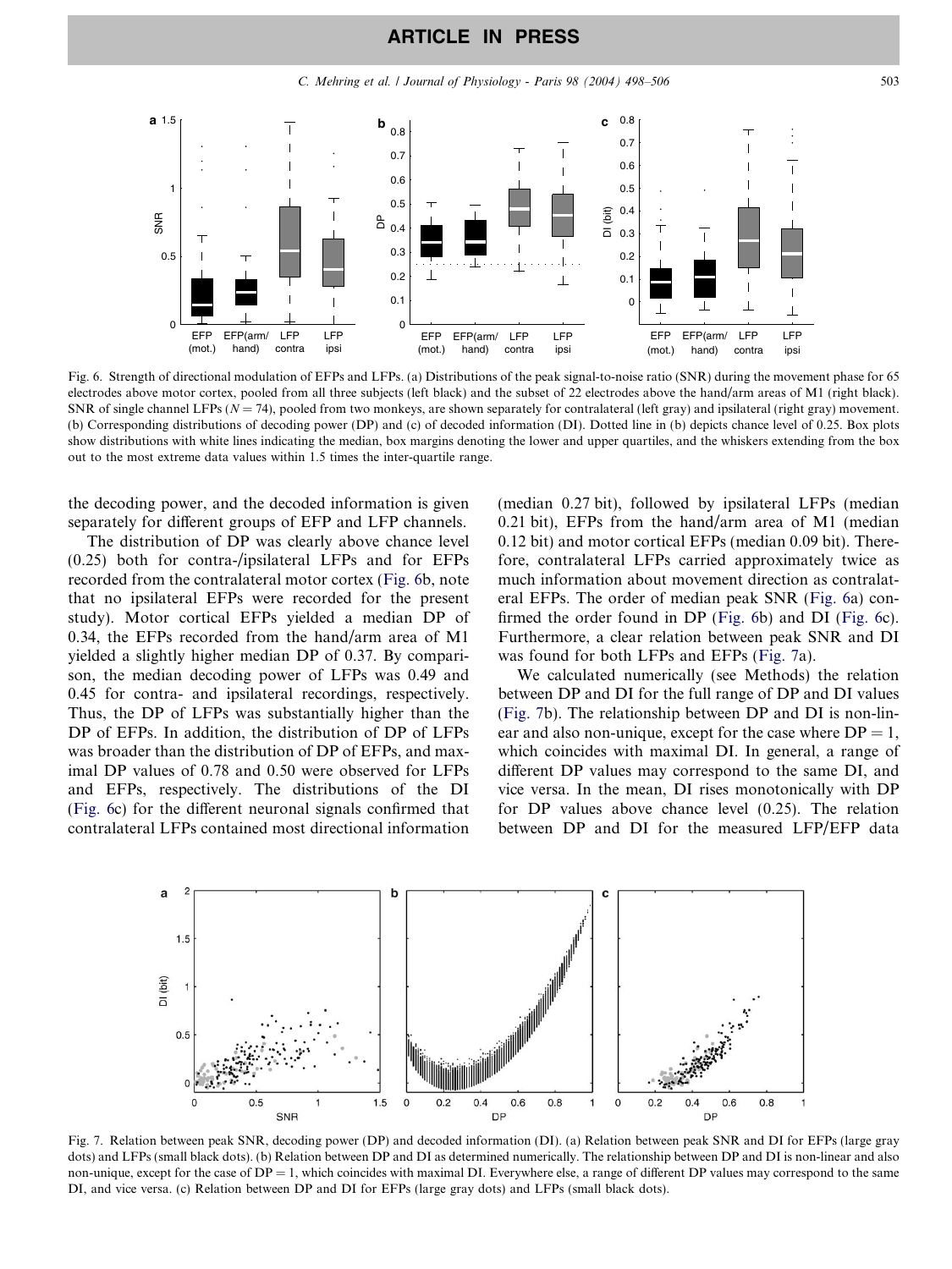Fig. 6. Strength of directional modulation of EFPs and LFPs. (a) Distributions of the peak signal-to-noise ratio (SNR) during the movement phase for 65 electrodes above motor cortex, pooled from all three subjects (left black) and the subset of 22 electrodes above the hand/arm areas of M1 (right black). SNR of single channel LFPs ($N = 74$), pooled from two monkeys, are shown separately for contralateral (left gray) and ipsilateral (right gray) movement. (b) Corresponding distributions of decoding power (DP) and (c) of decoded information (DI). Dotted line in (b) depicts chance level of 0.25. Box plots show distributions with white lines indicating the median, box margins denoting the lower and upper quartiles, and the whiskers extending from the box out to the most extreme data values within 1.5 times the inter-quartile range.

the decoding power, and the decoded information is given separately for different groups of EFP and LFP channels.

The distribution of DP was clearly above chance level (0.25) both for contra-/ipsilateral LFPs and for EFPs recorded from the contralateral motor cortex (Fig. 6b, note that no ipsilateral EFPs were recorded for the present study). Motor cortical EFPs yielded a median DP of 0.34, the EFPs recorded from the hand/arm area of M1 yielded a slightly higher median DP of 0.37. By comparison, the median decoding power of LFPs was 0.49 and 0.45 for contra- and ipsilateral recordings, respectively. Thus, the DP of LFPs was substantially higher than the DP of EFPs. In addition, the distribution of DP of LFPs was broader than the distribution of DP of EFPs, and maximal DP values of 0.78 and 0.50 were observed for LFPs and EFPs, respectively. The distributions of the DI (Fig. 6c) for the different neuronal signals confirmed that contralateral LFPs contained most directional information (median 0.27 bit), followed by ipsilateral LFPs (median 0.21 bit), EFPs from the hand/arm area of M1 (median 0.12 bit) and motor cortical EFPs (median 0.09 bit). Therefore, contralateral LFPs carried approximately twice as much information about movement direction as contralateral EFPs. The order of median peak SNR (Fig. 6a) confirmed the order found in DP (Fig. 6b) and DI (Fig. 6c). Furthermore, a clear relation between peak SNR and DI was found for both LFPs and EFPs (Fig. 7a).

We calculated numerically (see Methods) the relation between DP and DI for the full range of DP and DI values (Fig. 7b). The relationship between DP and DI is non-linear and also non-unique, except for the case where $DP = 1$, which coincides with maximal DI. In general, a range of different DP values may correspond to the same DI, and vice versa. In the mean, DI rises monotonically with DP for DP values above chance level (0.25). The relation between DP and DI for the measured LFP/EFP data

Fig. 7. Relation between peak SNR, decoding power (DP) and decoded information (DI). (a) Relation between peak SNR and DI for EFPs (large gray dots) and LFPs (small black dots). (b) Relation between DP and DI as determined numerically. The relationship between DP and DI is non-linear and also non-unique, except for the case of $DP = 1$, which coincides with maximal DI. Everywhere else, a range of different DP values may correspond to the same DI, and vice versa. (c) Relation between DP and DI for EFPs (large gray dots) and LFPs (small black dots).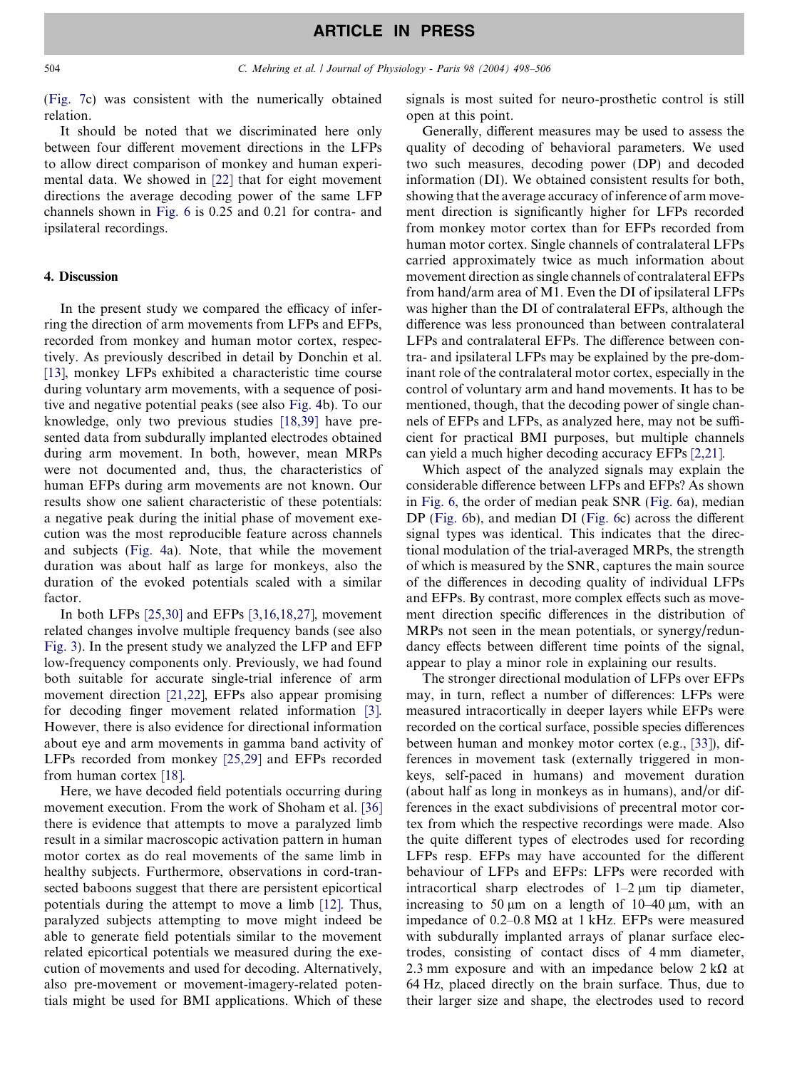(Fig. 7c) was consistent with the numerically obtained relation.

It should be noted that we discriminated here only between four different movement directions in the LFPs to allow direct comparison of monkey and human experimental data. We showed in [22] that for eight movement directions the average decoding power of the same LFP channels shown in Fig. 6 is 0.25 and 0.21 for contra- and ipsilateral recordings.

## 4. Discussion

In the present study we compared the efficacy of inferring the direction of arm movements from LFPs and EFPs, recorded from monkey and human motor cortex, respectively. As previously described in detail by Donchin et al. [13], monkey LFPs exhibited a characteristic time course during voluntary arm movements, with a sequence of positive and negative potential peaks (see also Fig. 4b). To our knowledge, only two previous studies [18,39] have presented data from subdurally implanted electrodes obtained during arm movement. In both, however, mean MRPs were not documented and, thus, the characteristics of human EFPs during arm movements are not known. Our results show one salient characteristic of these potentials: a negative peak during the initial phase of movement execution was the most reproducible feature across channels and subjects (Fig. 4a). Note, that while the movement duration was about half as large for monkeys, also the duration of the evoked potentials scaled with a similar factor.

In both LFPs [25,30] and EFPs [3,16,18,27], movement related changes involve multiple frequency bands (see also Fig. 3). In the present study we analyzed the LFP and EFP low-frequency components only. Previously, we had found both suitable for accurate single-trial inference of arm movement direction [21,22], EFPs also appear promising for decoding finger movement related information [3]. However, there is also evidence for directional information about eye and arm movements in gamma band activity of LFPs recorded from monkey [25,29] and EFPs recorded from human cortex [18].

Here, we have decoded field potentials occurring during movement execution. From the work of Shoham et al. [36] there is evidence that attempts to move a paralyzed limb result in a similar macroscopic activation pattern in human motor cortex as do real movements of the same limb in healthy subjects. Furthermore, observations in cord-transected baboons suggest that there are persistent epicortical potentials during the attempt to move a limb [12]. Thus, paralyzed subjects attempting to move might indeed be able to generate field potentials similar to the movement related epicortical potentials we measured during the execution of movements and used for decoding. Alternatively, also pre-movement or movement-imagery-related potentials might be used for BMI applications. Which of these signals is most suited for neuro-prosthetic control is still open at this point.

Generally, different measures may be used to assess the quality of decoding of behavioral parameters. We used two such measures, decoding power (DP) and decoded information (DI). We obtained consistent results for both, showing that the average accuracy of inference of arm movement direction is significantly higher for LFPs recorded from monkey motor cortex than for EFPs recorded from human motor cortex. Single channels of contralateral LFPs carried approximately twice as much information about movement direction as single channels of contralateral EFPs from hand/arm area of M1. Even the DI of ipsilateral LFPs was higher than the DI of contralateral EFPs, although the difference was less pronounced than between contralateral LFPs and contralateral EFPs. The difference between contra- and ipsilateral LFPs may be explained by the pre-dominant role of the contralateral motor cortex, especially in the control of voluntary arm and hand movements. It has to be mentioned, though, that the decoding power of single channels of EFPs and LFPs, as analyzed here, may not be sufficient for practical BMI purposes, but multiple channels can yield a much higher decoding accuracy EFPs [2,21].

Which aspect of the analyzed signals may explain the considerable difference between LFPs and EFPs? As shown in Fig. 6, the order of median peak SNR (Fig. 6a), median DP (Fig. 6b), and median DI (Fig. 6c) across the different signal types was identical. This indicates that the directional modulation of the trial-averaged MRPs, the strength of which is measured by the SNR, captures the main source of the differences in decoding quality of individual LFPs and EFPs. By contrast, more complex effects such as movement direction specific differences in the distribution of MRPs not seen in the mean potentials, or synergy/redundancy effects between different time points of the signal, appear to play a minor role in explaining our results.

The stronger directional modulation of LFPs over EFPs may, in turn, reflect a number of differences: LFPs were measured intracortically in deeper layers while EFPs were recorded on the cortical surface, possible species differences between human and monkey motor cortex (e.g., [33]), differences in movement task (externally triggered in monkeys, self-paced in humans) and movement duration (about half as long in monkeys as in humans), and/or differences in the exact subdivisions of precentral motor cortex from which the respective recordings were made. Also the quite different types of electrodes used for recording LFPs resp. EFPs may have accounted for the different behaviour of LFPs and EFPs: LFPs were recorded with intracortical sharp electrodes of 1–2 μm tip diameter, increasing to 50 μm on a length of 10–40 μm, with an impedance of 0.2–0.8 MΩ at 1 kHz. EFPs were measured with subdurally implanted arrays of planar surface electrodes, consisting of contact discs of 4 mm diameter, 2.3 mm exposure and with an impedance below 2 kΩ at 64 Hz, placed directly on the brain surface. Thus, due to their larger size and shape, the electrodes used to record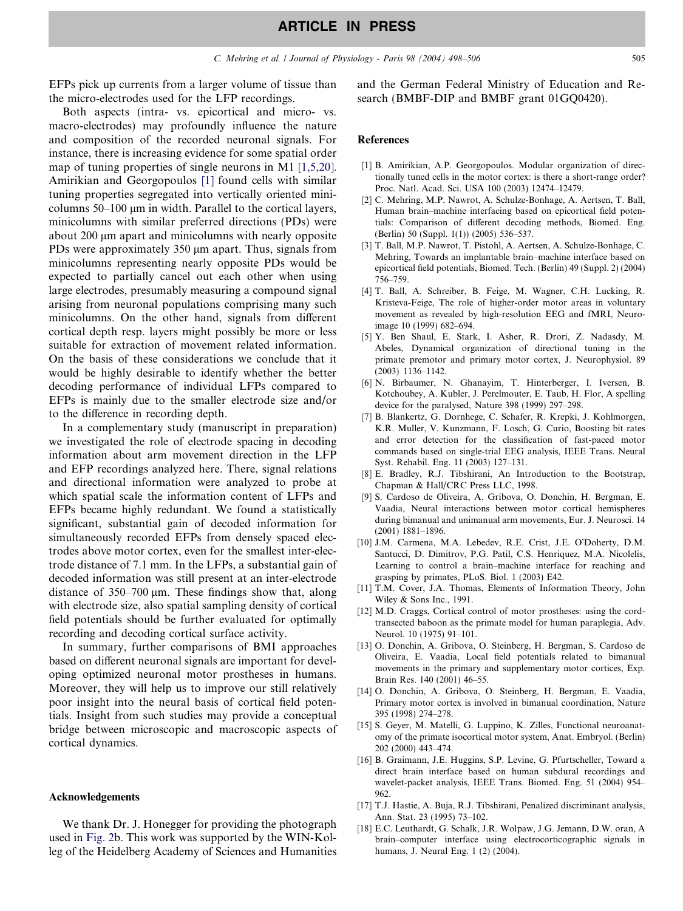EFPs pick up currents from a larger volume of tissue than the micro-electrodes used for the LFP recordings.

Both aspects (intra- vs. epicortical and micro- vs. macro-electrodes) may profoundly influence the nature and composition of the recorded neuronal signals. For instance, there is increasing evidence for some spatial order map of tuning properties of single neurons in M1 [1,5,20]. Amirikian and Georgopoulos [1] found cells with similar tuning properties segregated into vertically oriented minicolumns 50–100 μm in width. Parallel to the cortical layers, minicolumns with similar preferred directions (PDs) were about 200 μm apart and minicolumns with nearly opposite PDs were approximately 350 μm apart. Thus, signals from minicolumns representing nearly opposite PDs would be expected to partially cancel out each other when using large electrodes, presumably measuring a compound signal arising from neuronal populations comprising many such minicolumns. On the other hand, signals from different cortical depth resp. layers might possibly be more or less suitable for extraction of movement related information. On the basis of these considerations we conclude that it would be highly desirable to identify whether the better decoding performance of individual LFPs compared to EFPs is mainly due to the smaller electrode size and/or to the difference in recording depth.

In a complementary study (manuscript in preparation) we investigated the role of electrode spacing in decoding information about arm movement direction in the LFP and EFP recordings analyzed here. There, signal relations and directional information were analyzed to probe at which spatial scale the information content of LFPs and EFPs became highly redundant. We found a statistically significant, substantial gain of decoded information for simultaneously recorded EFPs from densely spaced electrodes above motor cortex, even for the smallest inter-electrode distance of 7.1 mm. In the LFPs, a substantial gain of decoded information was still present at an inter-electrode distance of 350–700 μm. These findings show that, along with electrode size, also spatial sampling density of cortical field potentials should be further evaluated for optimally recording and decoding cortical surface activity.

In summary, further comparisons of BMI approaches based on different neuronal signals are important for developing optimized neuronal motor prostheses in humans. Moreover, they will help us to improve our still relatively poor insight into the neural basis of cortical field potentials. Insight from such studies may provide a conceptual bridge between microscopic and macroscopic aspects of cortical dynamics.

## Acknowledgements

We thank Dr. J. Honegger for providing the photograph used in Fig. 2b. This work was supported by the WIN-Kolleg of the Heidelberg Academy of Sciences and Humanities and the German Federal Ministry of Education and Research (BMBF-DIP and BMBF grant 01GQ0420).

## References

[1] B. Amirikian, A.P. Georgopoulos. Modular organization of directionally tuned cells in the motor cortex: is there a short-range order? Proc. Natl. Acad. Sci. USA 100 (2003) 12474–12479.

[2] C. Mehring, M.P. Nawrot, A. Schulze-Bonhage, A. Aertsen, T. Ball, Human brain–machine interfacing based on epicortical field potentials: Comparison of different decoding methods, Biomed. Eng. (Berlin) 50 (Suppl. 1(1)) (2005) 536–537.

[3] T. Ball, M.P. Nawrot, T. Pistohl, A. Aertsen, A. Schulze-Bonhage, C. Mehring, Towards an implantable brain–machine interface based on epicortical field potentials, Biomed. Tech. (Berlin) 49 (Suppl. 2) (2004) 756–759.

[4] T. Ball, A. Schreiber, B. Feige, M. Wagner, C.H. Lucking, R. Kristeva-Feige, The role of higher-order motor areas in voluntary movement as revealed by high-resolution EEG and fMRI, Neuroimage 10 (1999) 682–694.

[5] Y. Ben Shaul, E. Stark, I. Asher, R. Drori, Z. Nadasdy, M. Abeles, Dynamical organization of directional tuning in the primate premotor and primary motor cortex, J. Neurophysiol. 89 (2003) 1136–1142.

[6] N. Birbaumer, N. Ghanayim, T. Hinterberger, I. Iversen, B. Kotchoubey, A. Kubler, J. Perelmouter, E. Taub, H. Flor, A spelling device for the paralysed, Nature 398 (1999) 297–298.

[7] B. Blankertz, G. Dornhege, C. Schafer, R. Krepki, J. Kohlmorgen, K.R. Muller, V. Kunzmann, F. Losch, G. Curio, Boosting bit rates and error detection for the classification of fast-paced motor commands based on single-trial EEG analysis, IEEE Trans. Neural Syst. Rehabil. Eng. 11 (2003) 127–131.

[8] E. Bradley, R.J. Tibshirani, An Introduction to the Bootstrap, Chapman & Hall/CRC Press LLC, 1998.

[9] S. Cardoso de Oliveira, A. Gribova, O. Donchin, H. Bergman, E. Vaadia, Neural interactions between motor cortical hemispheres during bimanual and unimanual arm movements, Eur. J. Neurosci. 14 (2001) 1881–1896.

[10] J.M. Carmena, M.A. Lebedev, R.E. Crist, J.E. O'Doherty, D.M. Santucci, D. Dimitrov, P.G. Patil, C.S. Henriquez, M.A. Nicolelis, Learning to control a brain–machine interface for reaching and grasping by primates, PLoS. Biol. 1 (2003) E42.

[11] T.M. Cover, J.A. Thomas, Elements of Information Theory, John Wiley & Sons Inc., 1991.

[12] M.D. Craggs, Cortical control of motor prostheses: using the cord-transected baboon as the primate model for human paraplegia, Adv. Neurol. 10 (1975) 91–101.

[13] O. Donchin, A. Gribova, O. Steinberg, H. Bergman, S. Cardoso de Oliveira, E. Vaadia, Local field potentials related to bimanual movements in the primary and supplementary motor cortices, Exp. Brain Res. 140 (2001) 46–55.

[14] O. Donchin, A. Gribova, O. Steinberg, H. Bergman, E. Vaadia, Primary motor cortex is involved in bimanual coordination, Nature 395 (1998) 274–278.

[15] S. Geyer, M. Matelli, G. Luppino, K. Zilles, Functional neuroanatomy of the primate isocortical motor system, Anat. Embryol. (Berlin) 202 (2000) 443–474.

[16] B. Graimann, J.E. Huggins, S.P. Levine, G. Pfurtscheller, Toward a direct brain interface based on human subdural recordings and wavelet-packet analysis, IEEE Trans. Biomed. Eng. 51 (2004) 954–962.

[17] T.J. Hastie, A. Buja, R.J. Tibshirani, Penalized discriminant analysis, Ann. Stat. 23 (1995) 73–102.

[18] E.C. Leuthardt, G. Schalk, J.R. Wolpaw, J.G. Jemann, D.W. oran, A brain–computer interface using electrocorticographic signals in humans, J. Neural Eng. 1 (2) (2004).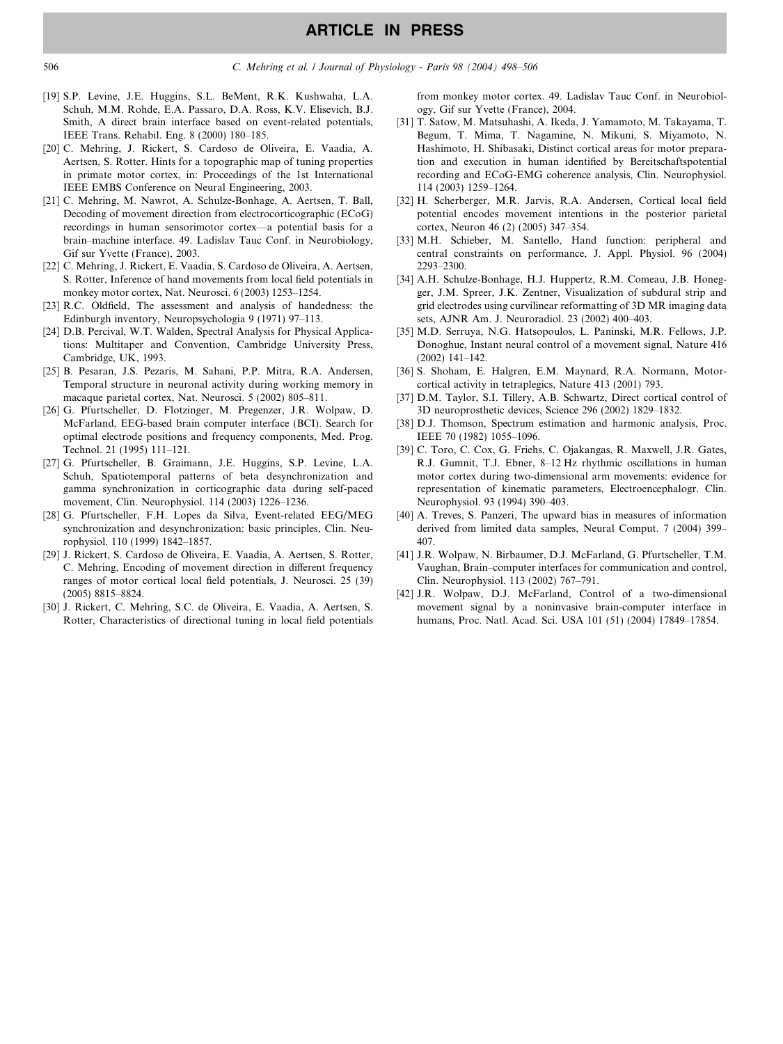[19] S.P. Levine, J.E. Huggins, S.L. BeMent, R.K. Kushwaha, L.A. Schuh, M.M. Rohde, E.A. Passaro, D.A. Ross, K.V. Elisevich, B.J. Smith, A direct brain interface based on event-related potentials, IEEE Trans. Rehabil. Eng. 8 (2000) 180–185.

[20] C. Mehring, J. Rickert, S. Cardoso de Oliveira, E. Vaadia, A. Aertsen, S. Rotter. Hints for a topographic map of tuning properties in primate motor cortex, in: Proceedings of the 1st International IEEE EMBS Conference on Neural Engineering, 2003.

[21] C. Mehring, M. Nawrot, A. Schulze-Bonhage, A. Aertsen, T. Ball, Decoding of movement direction from electrocorticographic (ECoG) recordings in human sensorimotor cortex—a potential basis for a brain–machine interface. 49. Ladislav Tauc Conf. in Neurobiology, Gif sur Yvette (France), 2003.

[22] C. Mehring, J. Rickert, E. Vaadia, S. Cardoso de Oliveira, A. Aertsen, S. Rotter, Inference of hand movements from local field potentials in monkey motor cortex, Nat. Neurosci. 6 (2003) 1253–1254.

[23] R.C. Oldfield, The assessment and analysis of handedness: the Edinburgh inventory, Neuropsychologia 9 (1971) 97–113.

[24] D.B. Percival, W.T. Walden, Spectral Analysis for Physical Applications: Multitaper and Convention, Cambridge University Press, Cambridge, UK, 1993.

[25] B. Pesaran, J.S. Pezaris, M. Sahani, P.P. Mitra, R.A. Andersen, Temporal structure in neuronal activity during working memory in macaque parietal cortex, Nat. Neurosci. 5 (2002) 805–811.

[26] G. Pfurtscheller, D. Flotzinger, M. Pregenzer, J.R. Wolpaw, D. McFarland, EEG-based brain computer interface (BCI). Search for optimal electrode positions and frequency components, Med. Prog. Technol. 21 (1995) 111–121.

[27] G. Pfurtscheller, B. Graimann, J.E. Huggins, S.P. Levine, L.A. Schuh, Spatiotemporal patterns of beta desynchronization and gamma synchronization in corticographic data during self-paced movement, Clin. Neurophysiol. 114 (2003) 1226–1236.

[28] G. Pfurtscheller, F.H. Lopes da Silva, Event-related EEG/MEG synchronization and desynchronization: basic principles, Clin. Neurophysiol. 110 (1999) 1842–1857.

[29] J. Rickert, S. Cardoso de Oliveira, E. Vaadia, A. Aertsen, S. Rotter, C. Mehring, Encoding of movement direction in different frequency ranges of motor cortical local field potentials, J. Neurosci. 25 (39) (2005) 8815–8824.

[30] J. Rickert, C. Mehring, S.C. de Oliveira, E. Vaadia, A. Aertsen, S. Rotter, Characteristics of directional tuning in local field potentials from monkey motor cortex. 49. Ladislav Tauc Conf. in Neurobiology, Gif sur Yvette (France), 2004.

[31] T. Satow, M. Matsuhashi, A. Ikeda, J. Yamamoto, M. Takayama, T. Begum, T. Mima, T. Nagamine, N. Mikuni, S. Miyamoto, N. Hashimoto, H. Shibasaki, Distinct cortical areas for motor preparation and execution in human identified by Bereitschaftspotential recording and ECoG-EMG coherence analysis, Clin. Neurophysiol. 114 (2003) 1259–1264.

[32] H. Scherberger, M.R. Jarvis, R.A. Andersen, Cortical local field potential encodes movement intentions in the posterior parietal cortex, Neuron 46 (2) (2005) 347–354.

[33] M.H. Schieber, M. Santello, Hand function: peripheral and central constraints on performance, J. Appl. Physiol. 96 (2004) 2293–2300.

[34] A.H. Schulze-Bonhage, H.J. Huppertz, R.M. Comeau, J.B. Honegger, J.M. Spreer, J.K. Zentner, Visualization of subdural strip and grid electrodes using curvilinear reformatting of 3D MR imaging data sets, AJNR Am. J. Neuroradiol. 23 (2002) 400–403.

[35] M.D. Serruya, N.G. Hatsopoulos, L. Paninski, M.R. Fellows, J.P. Donoghue, Instant neural control of a movement signal, Nature 416 (2002) 141–142.

[36] S. Shoham, E. Halgren, E.M. Maynard, R.A. Normann, Motor-cortical activity in tetraplegics, Nature 413 (2001) 793.

[37] D.M. Taylor, S.I. Tillery, A.B. Schwartz, Direct cortical control of 3D neuroprosthetic devices, Science 296 (2002) 1829–1832.

[38] D.J. Thomson, Spectrum estimation and harmonic analysis, Proc. IEEE 70 (1982) 1055–1096.

[39] C. Toro, C. Cox, G. Friehs, C. Ojakangas, R. Maxwell, J.R. Gates, R.J. Gumnit, T.J. Ebner, 8–12 Hz rhythmic oscillations in human motor cortex during two-dimensional arm movements: evidence for representation of kinematic parameters, Electroencephalogr. Clin. Neurophysiol. 93 (1994) 390–403.

[40] A. Treves, S. Panzeri, The upward bias in measures of information derived from limited data samples, Neural Comput. 7 (2004) 399–407.

[41] J.R. Wolpaw, N. Birbaumer, D.J. McFarland, G. Pfurtscheller, T.M. Vaughan, Brain–computer interfaces for communication and control, Clin. Neurophysiol. 113 (2002) 767–791.

[42] J.R. Wolpaw, D.J. McFarland, Control of a two-dimensional movement signal by a noninvasive brain-computer interface in humans, Proc. Natl. Acad. Sci. USA 101 (51) (2004) 17849–17854.